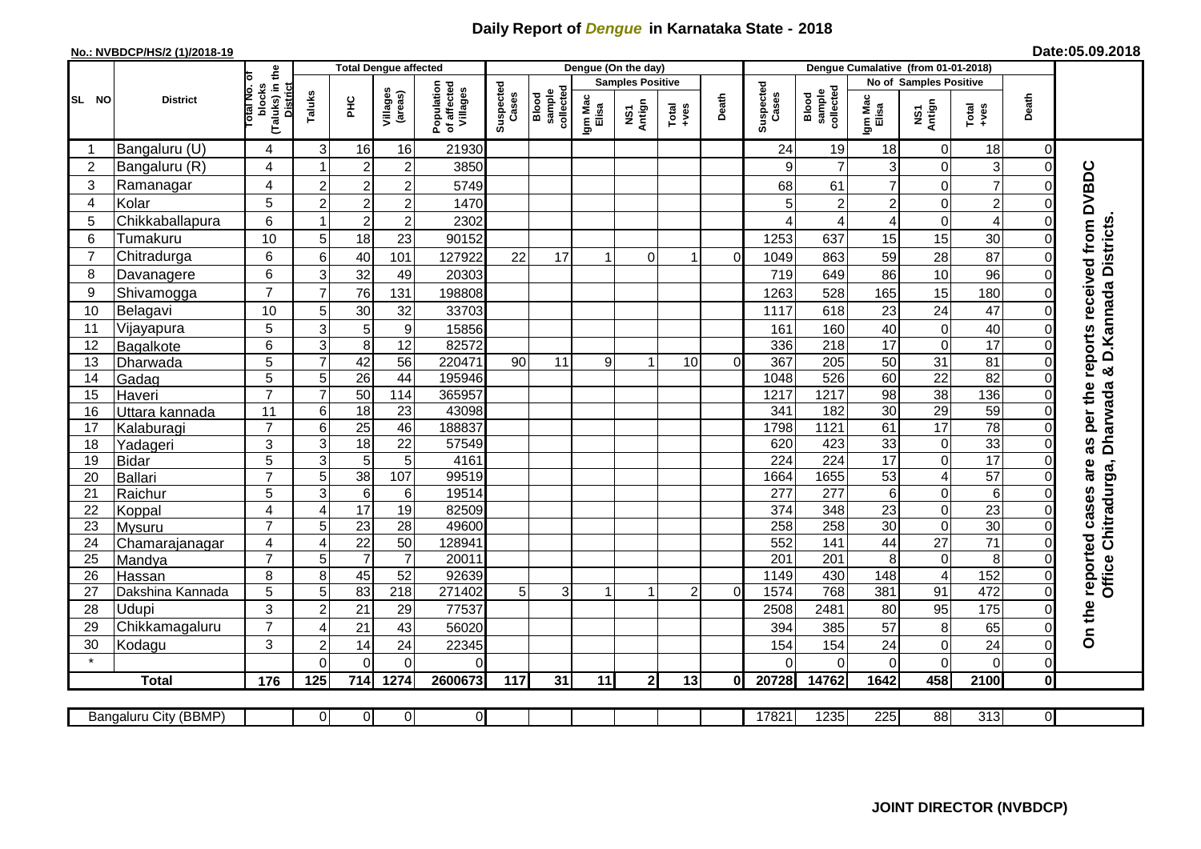# Daily Report of *Dengue* in Karnataka State - 2018

**No.: NVBDCP/HS/2 (1)/2018-19**

**Date:05.09.2018**

| SL NO | District | Total No. of blocks (Taluks) in the District | Total Dengue affected | | | | Dengue (On the day) | | | | | | | Dengue Cumalative (from 01-01-2018) | | | | | | | |
|---|---|---|---|---|---|---|---|---|---|---|---|---|---|---|---|---|---|---|---|---|
| | | | Taluks | PHC | Villages (areas) | Population of affected Villages | Suspected Cases | Blood sample collected | Samples Positive | | | Death | Suspected Cases | Blood sample collected | No of Samples Positive | | | Death | |
| | | | | | | | | | Igm Mac Elisa | NS1 Antign | Total +ves | | | | Igm Mac Elisa | NS1 Antign | Total +ves | | |
| 1 | Bangaluru (U) | 4 | 3 | 16 | 16 | 21930 | | | | | | | 24 | 19 | 18 | 0 | 18 | 0 | On the reported cases are as per the reports received from DVBDC Office Chitradurga, Dharwada & D.Kannada Districts. |
| 2 | Bangaluru (R) | 4 | 1 | 2 | 2 | 3850 | | | | | | | 9 | 7 | 3 | 0 | 3 | 0 | |
| 3 | Ramanagar | 4 | 2 | 2 | 2 | 5749 | | | | | | | 68 | 61 | 7 | 0 | 7 | 0 | |
| 4 | Kolar | 5 | 2 | 2 | 2 | 1470 | | | | | | | 5 | 2 | 2 | 0 | 2 | 0 | |
| 5 | Chikkaballapura | 6 | 1 | 2 | 2 | 2302 | | | | | | | 4 | 4 | 4 | 0 | 4 | 0 | |
| 6 | Tumakuru | 10 | 5 | 18 | 23 | 90152 | | | | | | | 1253 | 637 | 15 | 15 | 30 | 0 | |
| 7 | Chitradurga | 6 | 6 | 40 | 101 | 127922 | 22 | 17 | 1 | 0 | 1 | 0 | 1049 | 863 | 59 | 28 | 87 | 0 | |
| 8 | Davanagere | 6 | 3 | 32 | 49 | 20303 | | | | | | | 719 | 649 | 86 | 10 | 96 | 0 | |
| 9 | Shivamogga | 7 | 7 | 76 | 131 | 198808 | | | | | | | 1263 | 528 | 165 | 15 | 180 | 0 | |
| 10 | Belagavi | 10 | 5 | 30 | 32 | 33703 | | | | | | | 1117 | 618 | 23 | 24 | 47 | 0 | |
| 11 | Vijayapura | 5 | 3 | 5 | 9 | 15856 | | | | | | | 161 | 160 | 40 | 0 | 40 | 0 | |
| 12 | Bagalkote | 6 | 3 | 8 | 12 | 82572 | | | | | | | 336 | 218 | 17 | 0 | 17 | 0 | |
| 13 | Dharwada | 5 | 7 | 42 | 56 | 220471 | 90 | 11 | 9 | 1 | 10 | 0 | 367 | 205 | 50 | 31 | 81 | 0 | |
| 14 | Gadag | 5 | 5 | 26 | 44 | 195946 | | | | | | | 1048 | 526 | 60 | 22 | 82 | 0 | |
| 15 | Haveri | 7 | 7 | 50 | 114 | 365957 | | | | | | | 1217 | 1217 | 98 | 38 | 136 | 0 | |
| 16 | Uttara kannada | 11 | 6 | 18 | 23 | 43098 | | | | | | | 341 | 182 | 30 | 29 | 59 | 0 | |
| 17 | Kalaburagi | 7 | 6 | 25 | 46 | 188837 | | | | | | | 1798 | 1121 | 61 | 17 | 78 | 0 | |
| 18 | Yadageri | 3 | 3 | 18 | 22 | 57549 | | | | | | | 620 | 423 | 33 | 0 | 33 | 0 | |
| 19 | Bidar | 5 | 3 | 5 | 5 | 4161 | | | | | | | 224 | 224 | 17 | 0 | 17 | 0 | |
| 20 | Ballari | 7 | 5 | 38 | 107 | 99519 | | | | | | | 1664 | 1655 | 53 | 4 | 57 | 0 | |
| 21 | Raichur | 5 | 3 | 6 | 6 | 19514 | | | | | | | 277 | 277 | 6 | 0 | 6 | 0 | |
| 22 | Koppal | 4 | 4 | 17 | 19 | 82509 | | | | | | | 374 | 348 | 23 | 0 | 23 | 0 | |
| 23 | Mysuru | 7 | 5 | 23 | 28 | 49600 | | | | | | | 258 | 258 | 30 | 0 | 30 | 0 | |
| 24 | Chamarajanagar | 4 | 4 | 22 | 50 | 128941 | | | | | | | 552 | 141 | 44 | 27 | 71 | 0 | |
| 25 | Mandya | 7 | 5 | 7 | 7 | 20011 | | | | | | | 201 | 201 | 8 | 0 | 8 | 0 | |
| 26 | Hassan | 8 | 8 | 45 | 52 | 92639 | | | | | | | 1149 | 430 | 148 | 4 | 152 | 0 | |
| 27 | Dakshina Kannada | 5 | 5 | 83 | 218 | 271402 | 5 | 3 | 1 | 1 | 2 | 0 | 1574 | 768 | 381 | 91 | 472 | 0 | |
| 28 | Udupi | 3 | 2 | 21 | 29 | 77537 | | | | | | | 2508 | 2481 | 80 | 95 | 175 | 0 | |
| 29 | Chikkamagaluru | 7 | 4 | 21 | 43 | 56020 | | | | | | | 394 | 385 | 57 | 8 | 65 | 0 | |
| 30 | Kodagu | 3 | 2 | 14 | 24 | 22345 | | | | | | | 154 | 154 | 24 | 0 | 24 | 0 | |
| * | | | 0 | 0 | 0 | 0 | | | | | | | 0 | 0 | 0 | 0 | 0 | 0 | |
| **Total** | | **176** | **125** | **714** | **1274** | **2600673** | **117** | **31** | **11** | **2** | **13** | **0** | **20728** | **14762** | **1642** | **458** | **2100** | **0** | |

| Bangaluru City (BBMP) | | 0 | 0 | 0 | 0 | | | | | | | 17821 | 1235 | 225 | 88 | 313 | 0 |
|---|---|---|---|---|---|---|---|---|---|---|---|---|---|---|---|---|---|

**JOINT DIRECTOR (NVBDCP)**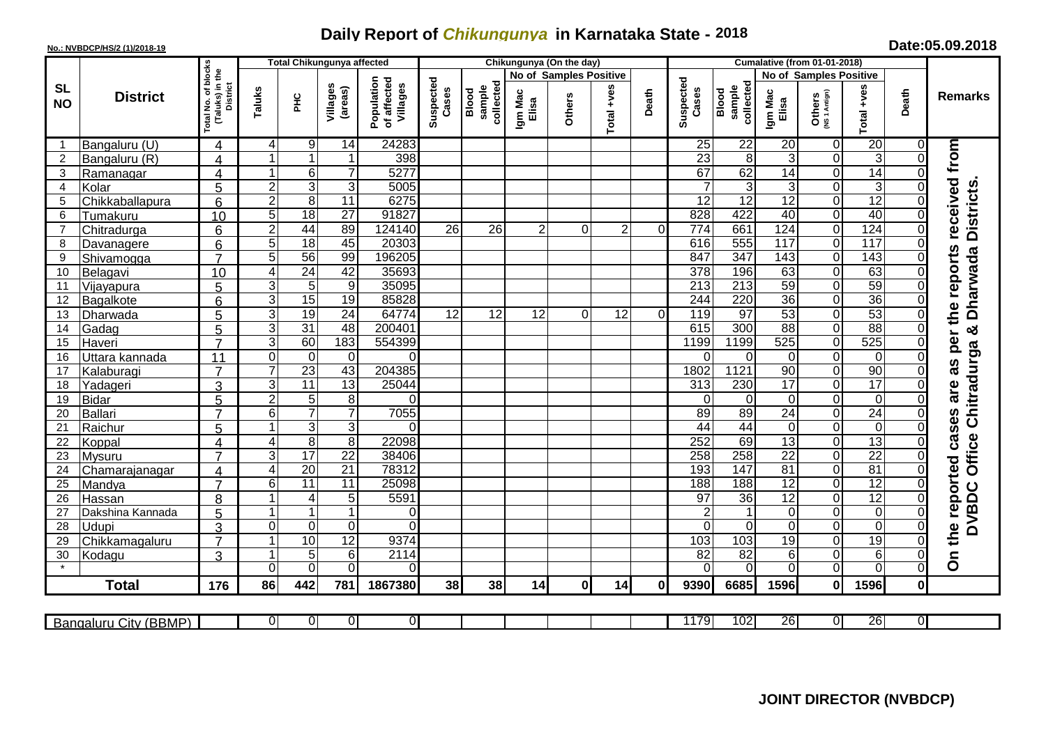# Daily Report of *Chikungunya* in Karnataka State - 2018

**No.: NVBDCP/HS/2 (1)/2018-19**

**Date:05.09.2018**

| SL NO | District | Total No. of blocks (Taluks) in the District | Total Chikungunya affected | | | | Chikungunya (On the day) | | | | | | | Cumalative (from 01-01-2018) | | | | | | | Remarks |
|---|---|---|---|---|---|---|---|---|---|---|---|---|---|---|---|---|---|---|---|---|---|
| | | | Taluks | PHC | Villages (areas) | Population of affected Villages | Suspected Cases | Blood sample collected | No of Samples Positive | | | Death | Suspected Cases | Blood sample collected | No of Samples Positive | | | Death | |
| | | | | | | | | | Igm Mac Elisa | Others | Total +ves | | | | Igm Mac Elisa | Others (NS 1 Antign) | Total +ves | | |
| 1 | Bangaluru (U) | 4 | 4 | 9 | 14 | 24283 | | | | | | | 25 | 22 | 20 | 0 | 20 | 0 | On the reported cases are as per the reports received from DVBDC Office Chitradurga & Dharwada Districts. |
| 2 | Bangaluru (R) | 4 | 1 | 1 | 1 | 398 | | | | | | | 23 | 8 | 3 | 0 | 3 | 0 | |
| 3 | Ramanagar | 4 | 1 | 6 | 7 | 5277 | | | | | | | 67 | 62 | 14 | 0 | 14 | 0 | |
| 4 | Kolar | 5 | 2 | 3 | 3 | 5005 | | | | | | | 7 | 3 | 3 | 0 | 3 | 0 | |
| 5 | Chikkaballapura | 6 | 2 | 8 | 11 | 6275 | | | | | | | 12 | 12 | 12 | 0 | 12 | 0 | |
| 6 | Tumakuru | 10 | 5 | 18 | 27 | 91827 | | | | | | | 828 | 422 | 40 | 0 | 40 | 0 | |
| 7 | Chitradurga | 6 | 2 | 44 | 89 | 124140 | 26 | 26 | 2 | 0 | 2 | 0 | 774 | 661 | 124 | 0 | 124 | 0 | |
| 8 | Davanagere | 6 | 5 | 18 | 45 | 20303 | | | | | | | 616 | 555 | 117 | 0 | 117 | 0 | |
| 9 | Shivamogga | 7 | 5 | 56 | 99 | 196205 | | | | | | | 847 | 347 | 143 | 0 | 143 | 0 | |
| 10 | Belagavi | 10 | 4 | 24 | 42 | 35693 | | | | | | | 378 | 196 | 63 | 0 | 63 | 0 | |
| 11 | Vijayapura | 5 | 3 | 5 | 9 | 35095 | | | | | | | 213 | 213 | 59 | 0 | 59 | 0 | |
| 12 | Bagalkote | 6 | 3 | 15 | 19 | 85828 | | | | | | | 244 | 220 | 36 | 0 | 36 | 0 | |
| 13 | Dharwada | 5 | 3 | 19 | 24 | 64774 | 12 | 12 | 12 | 0 | 12 | 0 | 119 | 97 | 53 | 0 | 53 | 0 | |
| 14 | Gadag | 5 | 3 | 31 | 48 | 200401 | | | | | | | 615 | 300 | 88 | 0 | 88 | 0 | |
| 15 | Haveri | 7 | 3 | 60 | 183 | 554399 | | | | | | | 1199 | 1199 | 525 | 0 | 525 | 0 | |
| 16 | Uttara kannada | 11 | 0 | 0 | 0 | 0 | | | | | | | 0 | 0 | 0 | 0 | 0 | 0 | |
| 17 | Kalaburagi | 7 | 7 | 23 | 43 | 204385 | | | | | | | 1802 | 1121 | 90 | 0 | 90 | 0 | |
| 18 | Yadageri | 3 | 3 | 11 | 13 | 25044 | | | | | | | 313 | 230 | 17 | 0 | 17 | 0 | |
| 19 | Bidar | 5 | 2 | 5 | 8 | 0 | | | | | | | 0 | 0 | 0 | 0 | 0 | 0 | |
| 20 | Ballari | 7 | 6 | 7 | 7 | 7055 | | | | | | | 89 | 89 | 24 | 0 | 24 | 0 | |
| 21 | Raichur | 5 | 1 | 3 | 3 | 0 | | | | | | | 44 | 44 | 0 | 0 | 0 | 0 | |
| 22 | Koppal | 4 | 4 | 8 | 8 | 22098 | | | | | | | 252 | 69 | 13 | 0 | 13 | 0 | |
| 23 | Mysuru | 7 | 3 | 17 | 22 | 38406 | | | | | | | 258 | 258 | 22 | 0 | 22 | 0 | |
| 24 | Chamarajanagar | 4 | 4 | 20 | 21 | 78312 | | | | | | | 193 | 147 | 81 | 0 | 81 | 0 | |
| 25 | Mandya | 7 | 6 | 11 | 11 | 25098 | | | | | | | 188 | 188 | 12 | 0 | 12 | 0 | |
| 26 | Hassan | 8 | 1 | 4 | 5 | 5591 | | | | | | | 97 | 36 | 12 | 0 | 12 | 0 | |
| 27 | Dakshina Kannada | 5 | 1 | 1 | 1 | 0 | | | | | | | 2 | 1 | 0 | 0 | 0 | 0 | |
| 28 | Udupi | 3 | 0 | 0 | 0 | 0 | | | | | | | 0 | 0 | 0 | 0 | 0 | 0 | |
| 29 | Chikkamagaluru | 7 | 1 | 10 | 12 | 9374 | | | | | | | 103 | 103 | 19 | 0 | 19 | 0 | |
| 30 | Kodagu | 3 | 1 | 5 | 6 | 2114 | | | | | | | 82 | 82 | 6 | 0 | 6 | 0 | |
| * | | | 0 | 0 | 0 | 0 | | | | | | | 0 | 0 | 0 | 0 | 0 | 0 | |
| **Total** | | **176** | **86** | **442** | **781** | **1867380** | **38** | **38** | **14** | **0** | **14** | **0** | **9390** | **6685** | **1596** | **0** | **1596** | **0** | |

| | | | | | | | | | | | | | | | | | | | |
|---|---|---|---|---|---|---|---|---|---|---|---|---|---|---|---|---|---|---|---|
| Bangaluru City (BBMP) | | 0 | 0 | 0 | 0 | | | | | | | 1179 | 102 | 26 | 0 | 26 | 0 | |

**JOINT DIRECTOR (NVBDCP)**